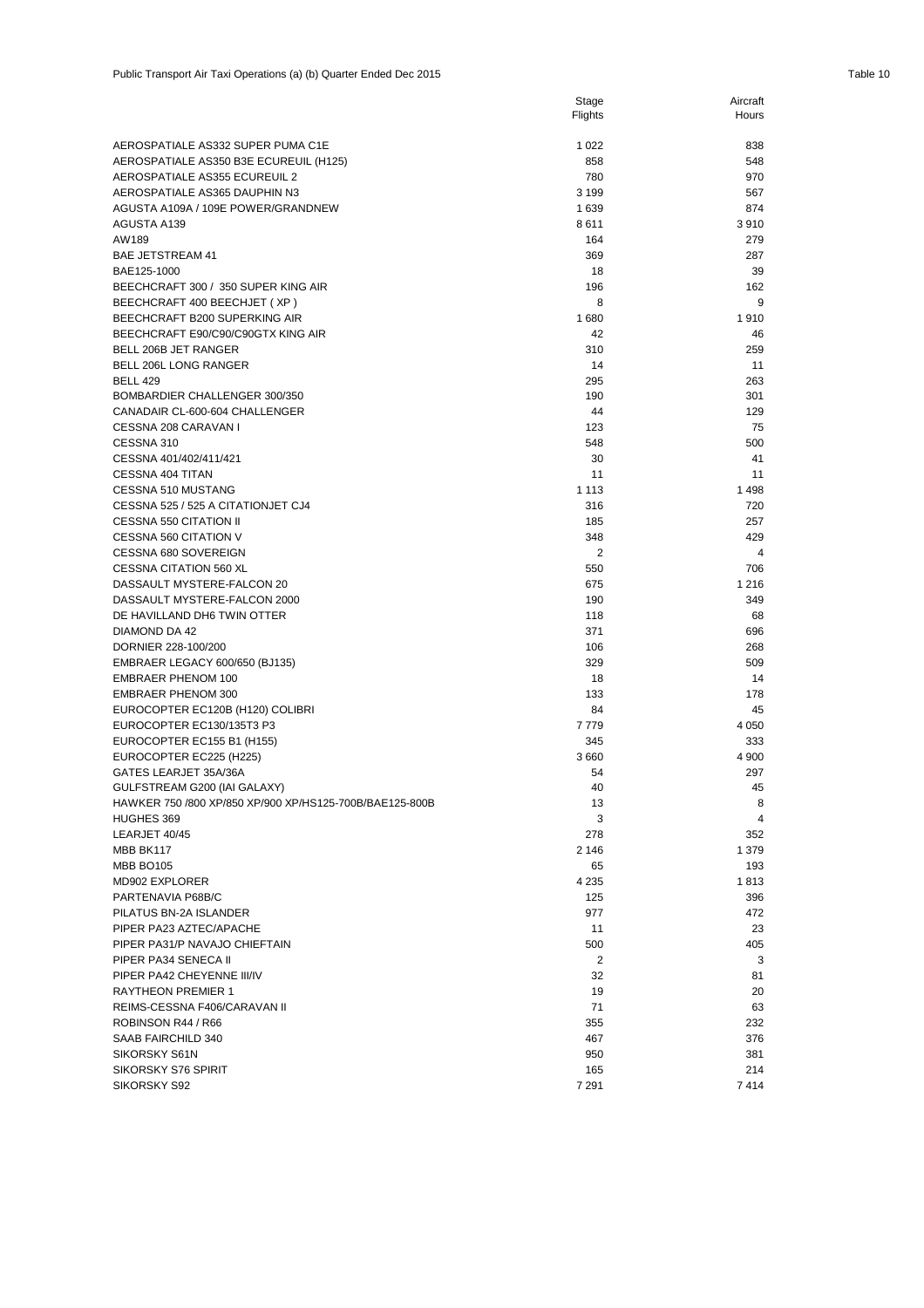Public Transport Air Taxi Operations (a) (b) Quarter Ended Dec 2015

Table 10

| | Stage Flights | Aircraft Hours |
|---|---|---|
| AEROSPATIALE AS332 SUPER PUMA C1E | 1 022 | 838 |
| AEROSPATIALE AS350 B3E ECUREUIL (H125) | 858 | 548 |
| AEROSPATIALE AS355 ECUREUIL 2 | 780 | 970 |
| AEROSPATIALE AS365 DAUPHIN N3 | 3 199 | 567 |
| AGUSTA A109A / 109E POWER/GRANDNEW | 1 639 | 874 |
| AGUSTA A139 | 8 611 | 3 910 |
| AW189 | 164 | 279 |
| BAE JETSTREAM 41 | 369 | 287 |
| BAE125-1000 | 18 | 39 |
| BEECHCRAFT 300 / 350 SUPER KING AIR | 196 | 162 |
| BEECHCRAFT 400 BEECHJET ( XP ) | 8 | 9 |
| BEECHCRAFT B200 SUPERKING AIR | 1 680 | 1 910 |
| BEECHCRAFT E90/C90/C90GTX KING AIR | 42 | 46 |
| BELL 206B JET RANGER | 310 | 259 |
| BELL 206L LONG RANGER | 14 | 11 |
| BELL 429 | 295 | 263 |
| BOMBARDIER CHALLENGER 300/350 | 190 | 301 |
| CANADAIR CL-600-604 CHALLENGER | 44 | 129 |
| CESSNA 208 CARAVAN I | 123 | 75 |
| CESSNA 310 | 548 | 500 |
| CESSNA 401/402/411/421 | 30 | 41 |
| CESSNA 404 TITAN | 11 | 11 |
| CESSNA 510 MUSTANG | 1 113 | 1 498 |
| CESSNA 525 / 525 A CITATIONJET CJ4 | 316 | 720 |
| CESSNA 550 CITATION II | 185 | 257 |
| CESSNA 560 CITATION V | 348 | 429 |
| CESSNA 680 SOVEREIGN | 2 | 4 |
| CESSNA CITATION 560 XL | 550 | 706 |
| DASSAULT MYSTERE-FALCON 20 | 675 | 1 216 |
| DASSAULT MYSTERE-FALCON 2000 | 190 | 349 |
| DE HAVILLAND DH6 TWIN OTTER | 118 | 68 |
| DIAMOND DA 42 | 371 | 696 |
| DORNIER 228-100/200 | 106 | 268 |
| EMBRAER LEGACY 600/650 (BJ135) | 329 | 509 |
| EMBRAER PHENOM 100 | 18 | 14 |
| EMBRAER PHENOM 300 | 133 | 178 |
| EUROCOPTER EC120B (H120) COLIBRI | 84 | 45 |
| EUROCOPTER EC130/135T3 P3 | 7 779 | 4 050 |
| EUROCOPTER EC155 B1 (H155) | 345 | 333 |
| EUROCOPTER EC225 (H225) | 3 660 | 4 900 |
| GATES LEARJET 35A/36A | 54 | 297 |
| GULFSTREAM G200 (IAI GALAXY) | 40 | 45 |
| HAWKER 750 /800 XP/850 XP/900 XP/HS125-700B/BAE125-800B | 13 | 8 |
| HUGHES 369 | 3 | 4 |
| LEARJET 40/45 | 278 | 352 |
| MBB BK117 | 2 146 | 1 379 |
| MBB BO105 | 65 | 193 |
| MD902 EXPLORER | 4 235 | 1 813 |
| PARTENAVIA P68B/C | 125 | 396 |
| PILATUS BN-2A ISLANDER | 977 | 472 |
| PIPER PA23 AZTEC/APACHE | 11 | 23 |
| PIPER PA31/P NAVAJO CHIEFTAIN | 500 | 405 |
| PIPER PA34 SENECA II | 2 | 3 |
| PIPER PA42 CHEYENNE III/IV | 32 | 81 |
| RAYTHEON PREMIER 1 | 19 | 20 |
| REIMS-CESSNA F406/CARAVAN II | 71 | 63 |
| ROBINSON R44 / R66 | 355 | 232 |
| SAAB FAIRCHILD 340 | 467 | 376 |
| SIKORSKY S61N | 950 | 381 |
| SIKORSKY S76 SPIRIT | 165 | 214 |
| SIKORSKY S92 | 7 291 | 7 414 |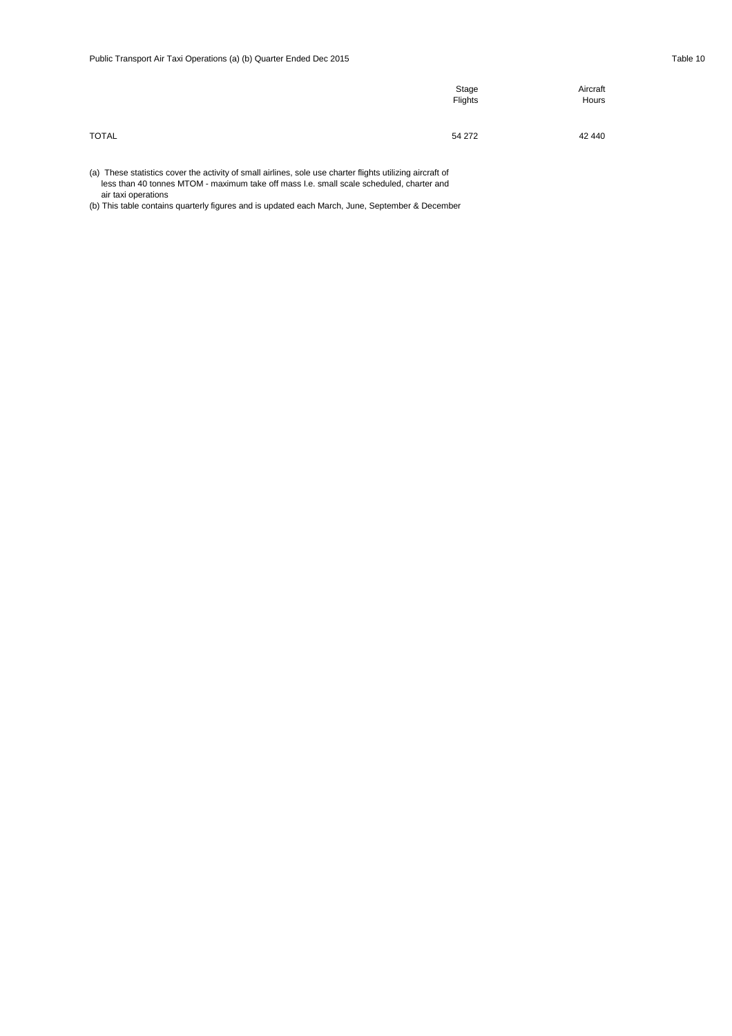Public Transport Air Taxi Operations (a) (b) Quarter Ended Dec 2015

Table 10

| | Stage Flights | Aircraft Hours |
|---|---|---|
| TOTAL | 54 272 | 42 440 |

(a) These statistics cover the activity of small airlines, sole use charter flights utilizing aircraft of less than 40 tonnes MTOM - maximum take off mass I.e. small scale scheduled, charter and air taxi operations

(b) This table contains quarterly figures and is updated each March, June, September & December